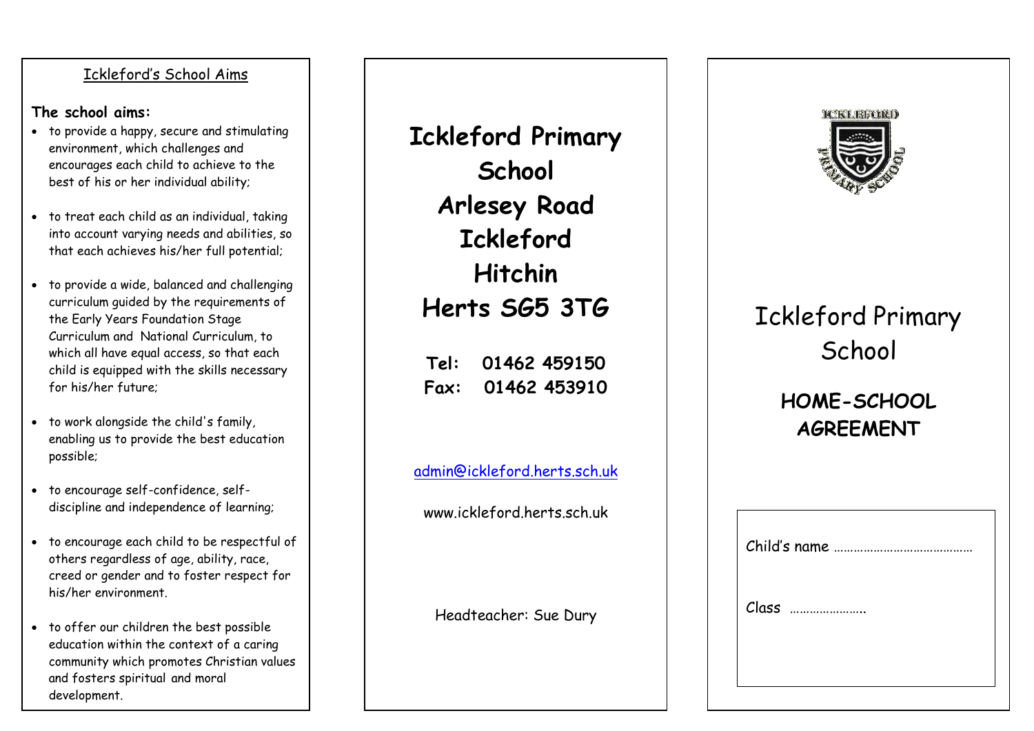## Ickleford's School Aims

**The school aims:**

- to provide a happy, secure and stimulating environment, which challenges and encourages each child to achieve to the best of his or her individual ability;
- to treat each child as an individual, taking into account varying needs and abilities, so that each achieves his/her full potential;
- to provide a wide, balanced and challenging curriculum guided by the requirements of the Early Years Foundation Stage Curriculum and National Curriculum, to which all have equal access, so that each child is equipped with the skills necessary for his/her future;
- to work alongside the child's family, enabling us to provide the best education possible;
- to encourage self-confidence, self-discipline and independence of learning;
- to encourage each child to be respectful of others regardless of age, ability, race, creed or gender and to foster respect for his/her environment.
- to offer our children the best possible education within the context of a caring community which promotes Christian values and fosters spiritual and moral development.

**Ickleford Primary School**
**Arlesey Road**
**Ickleford**
**Hitchin**
**Herts SG5 3TG**

**Tel: 01462 459150**
**Fax: 01462 453910**

admin@ickleford.herts.sch.uk

www.ickleford.herts.sch.uk

Headteacher: Sue Dury

ICKLEFORD PRIMARY SCHOOL

# Ickleford Primary School

## HOME-SCHOOL AGREEMENT

Child's name ……………………………………

Class …………………..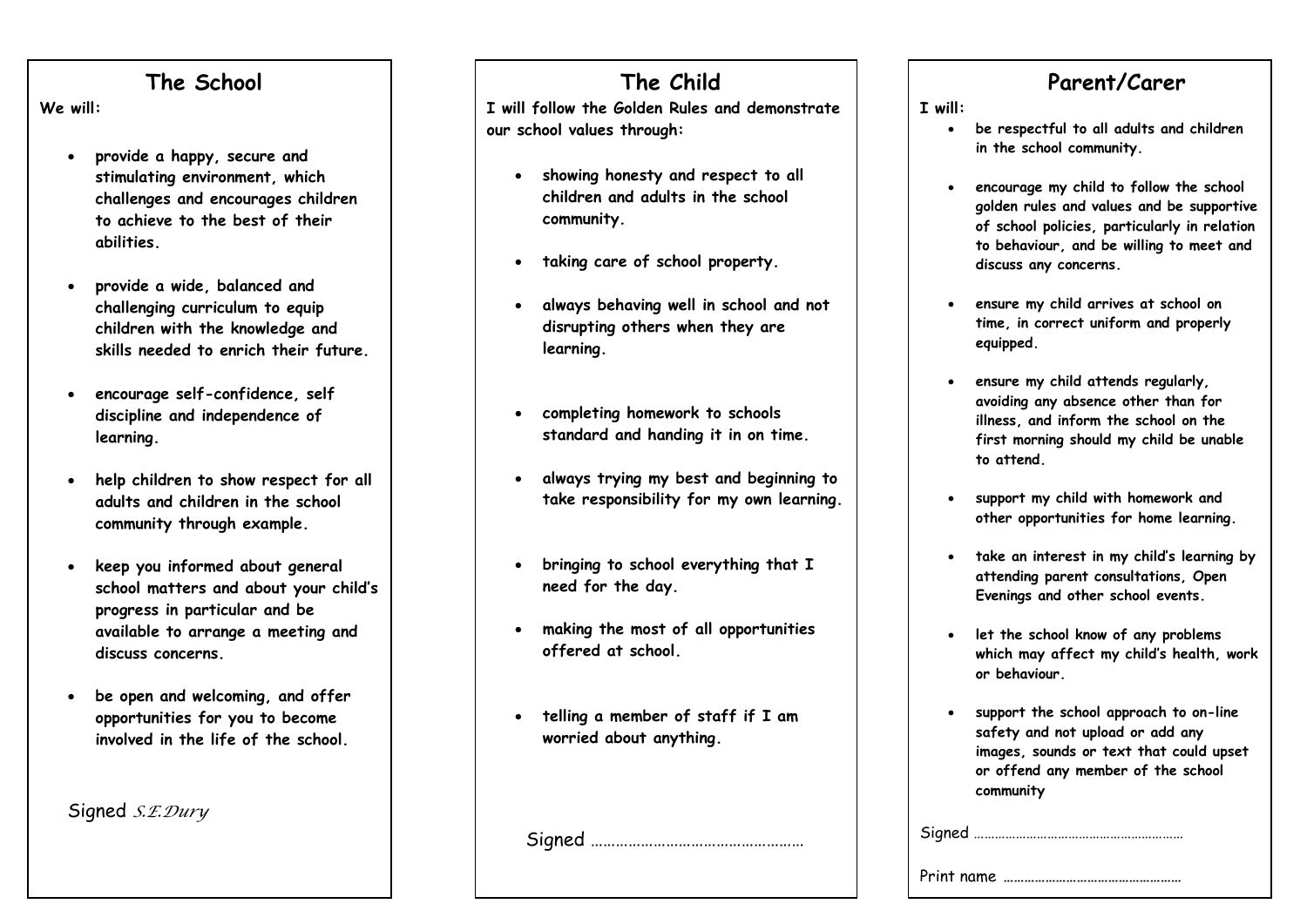## The School

**We will:**

- **provide a happy, secure and stimulating environment, which challenges and encourages children to achieve to the best of their abilities.**
- **provide a wide, balanced and challenging curriculum to equip children with the knowledge and skills needed to enrich their future.**
- **encourage self-confidence, self discipline and independence of learning.**
- **help children to show respect for all adults and children in the school community through example.**
- **keep you informed about general school matters and about your child's progress in particular and be available to arrange a meeting and discuss concerns.**
- **be open and welcoming, and offer opportunities for you to become involved in the life of the school.**

Signed *S.E.Dury*

## The Child

**I will follow the Golden Rules and demonstrate our school values through:**

- **showing honesty and respect to all children and adults in the school community.**
- **taking care of school property.**
- **always behaving well in school and not disrupting others when they are learning.**
- **completing homework to schools standard and handing it in on time.**
- **always trying my best and beginning to take responsibility for my own learning.**
- **bringing to school everything that I need for the day.**
- **making the most of all opportunities offered at school.**
- **telling a member of staff if I am worried about anything.**

Signed ……………………………………………

## Parent/Carer

**I will:**

- **be respectful to all adults and children in the school community.**
- **encourage my child to follow the school golden rules and values and be supportive of school policies, particularly in relation to behaviour, and be willing to meet and discuss any concerns.**
- **ensure my child arrives at school on time, in correct uniform and properly equipped.**
- **ensure my child attends regularly, avoiding any absence other than for illness, and inform the school on the first morning should my child be unable to attend.**
- **support my child with homework and other opportunities for home learning.**
- **take an interest in my child's learning by attending parent consultations, Open Evenings and other school events.**
- **let the school know of any problems which may affect my child's health, work or behaviour.**
- **support the school approach to on-line safety and not upload or add any images, sounds or text that could upset or offend any member of the school community**

Signed …………………………………………………

Print name ……………………………………………